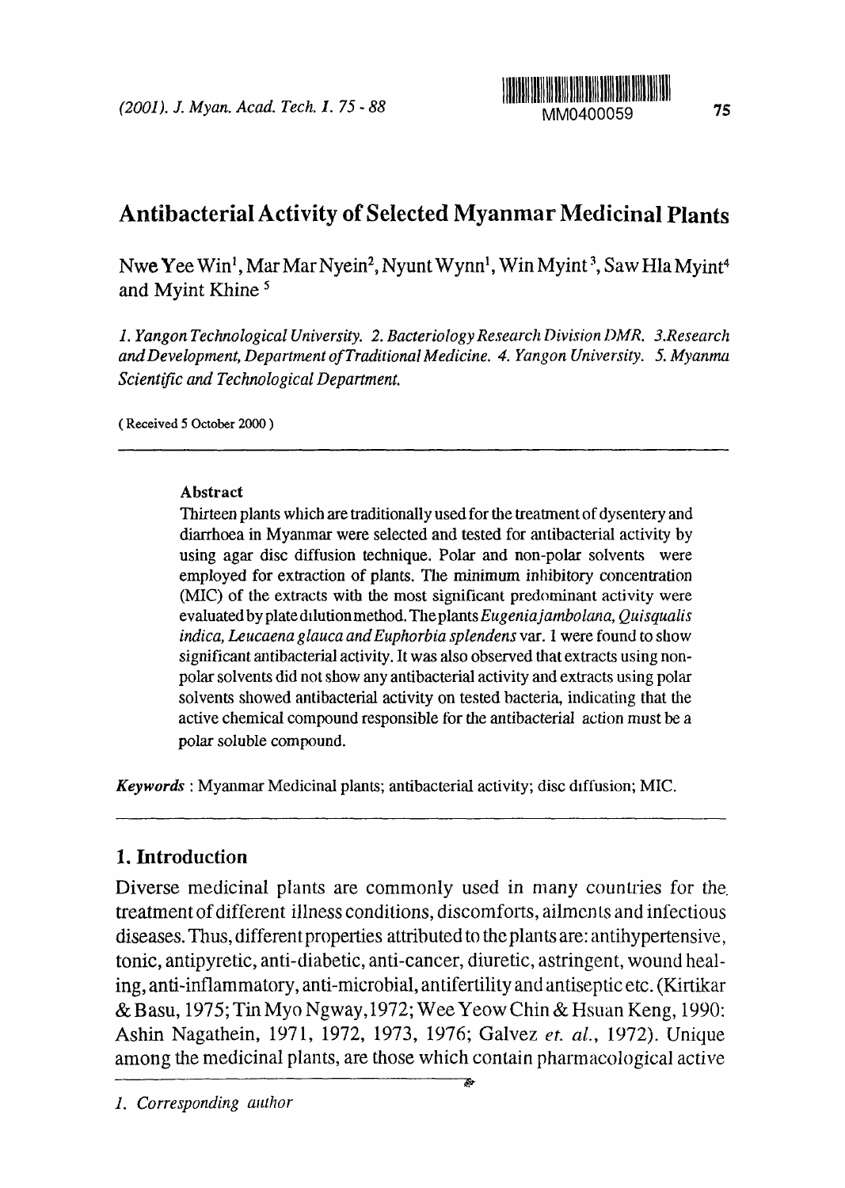# Antibacterial Activity of Selected Myanmar Medicinal Plants

Nwe Yee Win[1], Mar Mar Nyein[2], Nyunt Wynn[1], Win Myint[3], Saw Hla Myint[4] and Myint Khine[5]

*1. Yangon Technological University. 2. Bacteriology Research Division DMR. 3. Research and Development, Department of Traditional Medicine. 4. Yangon University. 5. Myanma Scientific and Technological Department.*

( Received 5 October 2000 )

---

**Abstract**

Thirteen plants which are traditionally used for the treatment of dysentery and diarrhoea in Myanmar were selected and tested for antibacterial activity by using agar disc diffusion technique. Polar and non-polar solvents were employed for extraction of plants. The minimum inhibitory concentration (MIC) of the extracts with the most significant predominant activity were evaluated by plate dilution method. The plants *Eugenia jambolana, Quisqualis indica, Leucaena glauca and Euphorbia splendens* var. 1 were found to show significant antibacterial activity. It was also observed that extracts using non-polar solvents did not show any antibacterial activity and extracts using polar solvents showed antibacterial activity on tested bacteria, indicating that the active chemical compound responsible for the antibacterial action must be a polar soluble compound.

***Keywords*** : Myanmar Medicinal plants; antibacterial activity; disc diffusion; MIC.

---

## 1. Introduction

Diverse medicinal plants are commonly used in many countries for the treatment of different illness conditions, discomforts, ailments and infectious diseases. Thus, different properties attributed to the plants are: antihypertensive, tonic, antipyretic, anti-diabetic, anti-cancer, diuretic, astringent, wound healing, anti-inflammatory, anti-microbial, antifertility and antiseptic etc. (Kirtikar & Basu, 1975; Tin Myo Ngway, 1972; Wee Yeow Chin & Hsuan Keng, 1990: Ashin Nagathein, 1971, 1972, 1973, 1976; Galvez *et. al.*, 1972). Unique among the medicinal plants, are those which contain pharmacological active

*1. Corresponding author*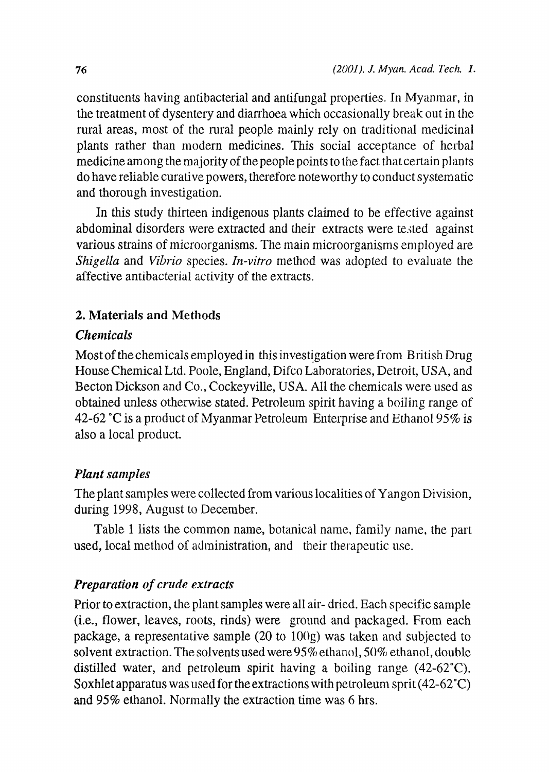constituents having antibacterial and antifungal properties. In Myanmar, in the treatment of dysentery and diarrhoea which occasionally break out in the rural areas, most of the rural people mainly rely on traditional medicinal plants rather than modern medicines. This social acceptance of herbal medicine among the majority of the people points to the fact that certain plants do have reliable curative powers, therefore noteworthy to conduct systematic and thorough investigation.

In this study thirteen indigenous plants claimed to be effective against abdominal disorders were extracted and their extracts were tested against various strains of microorganisms. The main microorganisms employed are *Shigella* and *Vibrio* species. *In-vitro* method was adopted to evaluate the affective antibacterial activity of the extracts.

## 2. Materials and Methods

### *Chemicals*

Most of the chemicals employed in this investigation were from British Drug House Chemical Ltd. Poole, England, Difco Laboratories, Detroit, USA, and Becton Dickson and Co., Cockeyville, USA. All the chemicals were used as obtained unless otherwise stated. Petroleum spirit having a boiling range of 42-62 °C is a product of Myanmar Petroleum Enterprise and Ethanol 95% is also a local product.

### *Plant samples*

The plant samples were collected from various localities of Yangon Division, during 1998, August to December.

Table 1 lists the common name, botanical name, family name, the part used, local method of administration, and their therapeutic use.

### *Preparation of crude extracts*

Prior to extraction, the plant samples were all air- dried. Each specific sample (i.e., flower, leaves, roots, rinds) were ground and packaged. From each package, a representative sample (20 to 100g) was taken and subjected to solvent extraction. The solvents used were 95% ethanol, 50% ethanol, double distilled water, and petroleum spirit having a boiling range (42-62°C). Soxhlet apparatus was used for the extractions with petroleum sprit (42-62°C) and 95% ethanol. Normally the extraction time was 6 hrs.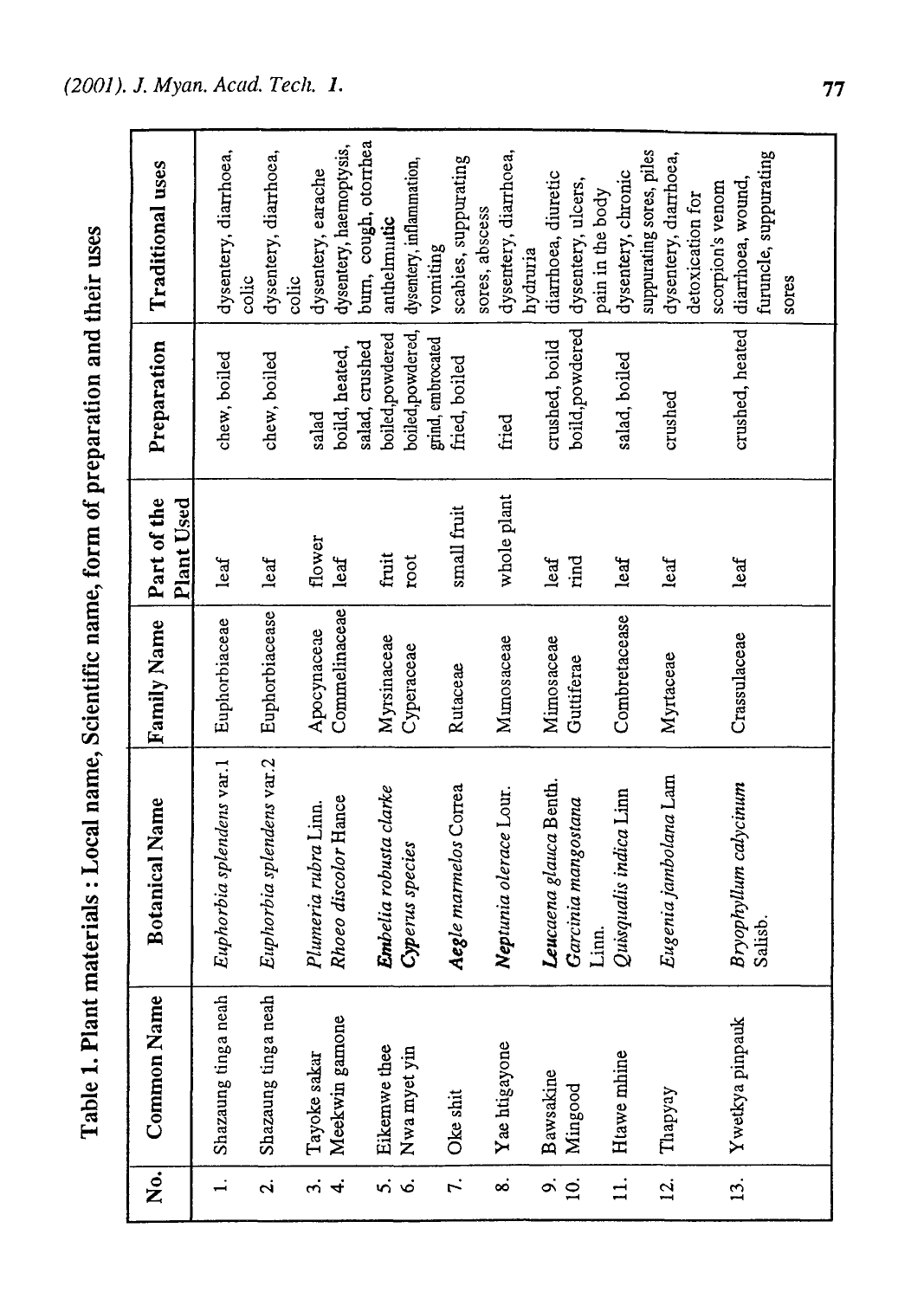## Table 1. Plant materials : Local name, Scientific name, form of preparation and their uses

| No. | Common Name | Botanical Name | Family Name | Part of the Plant Used | Preparation | Traditional uses |
|---|---|---|---|---|---|---|
| 1. | Shazaung tinga neah | *Euphorbia splendens* var.1 | Euphorbiaceae | leaf | chew, boiled | dysentery, diarrhoea, colic |
| 2. | Shazaung tinga neah | *Euphorbia splendens* var.2 | Euphorbiacease | leaf | chew, boiled | dysentery, diarrhoea, colic |
| 3. | Tayoke sakar | *Plumeria rubra* Linn. | Apocynaceae | flower | salad | dysentery, earache |
| 4. | Meekwin gamone | *Rhoeo discolor* Hance | Commelinaceae | leaf | boild, heated, salad, crushed | dysentery, haemoptysis, burn, cough, otorrhea |
| 5. | Eikemwe thee | ***Embelia** robusta clarke* | Myrsinaceae | fruit | boiled,powdered | anthelmintic |
| 6. | Nwa myet yin | *Cyperus species* | Cyperaceae | root | boiled,powdered, grind, embrocated | dysentery, inflammation, vomiting |
| 7. | Oke shit | ***Aegle** marmelos* Correa | Rutaceae | small fruit | fried, boiled | scabies, suppurating sores, abscess |
| 8. | Yae htigayone | ***Neptunia** olerace* Lour. | Mimosaceae | whole plant | fried | dysentery, diarrhoea, hydruria |
| 9. | Bawsakine | ***Leucaena** glauca* Benth. | Mimosaceae | leaf | crushed, boild | diarrhoea, diuretic |
| 10. | Mingood | *Garcinia mangostana* Linn. | Guttiferae | rind | boild,powdered | dysentery, ulcers, pain in the body |
| 11. | Htawe mhine | *Quisqualis indica* Linn | Combretacease | leaf | salad, boiled | dysentery, chronic suppurating sores, piles |
| 12. | Thapyay | *Eugenia jambolana* Lam | Myrtaceae | leaf | crushed | dysentery, diarrhoea, detoxication for scorpion's venom |
| 13. | Ywetkya pinpauk | *Bryophyllum calycinum* Salisb. | Crassulaceae | leaf | crushed, heated | diarrhoea, wound, furuncle, suppurating sores |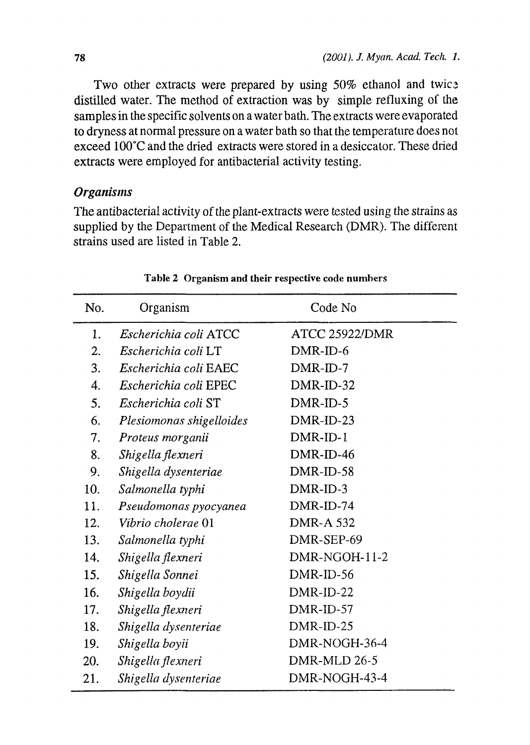Two other extracts were prepared by using 50% ethanol and twice distilled water. The method of extraction was by simple refluxing of the samples in the specific solvents on a water bath. The extracts were evaporated to dryness at normal pressure on a water bath so that the temperature does not exceed 100°C and the dried extracts were stored in a desiccator. These dried extracts were employed for antibacterial activity testing.

### *Organisms*

The antibacterial activity of the plant-extracts were tested using the strains as supplied by the Department of the Medical Research (DMR). The different strains used are listed in Table 2.

**Table 2 Organism and their respective code numbers**

| No. | Organism | Code No |
|---|---|---|
| 1. | *Escherichia coli* ATCC | ATCC 25922/DMR |
| 2. | *Escherichia coli* LT | DMR-ID-6 |
| 3. | *Escherichia coli* EAEC | DMR-ID-7 |
| 4. | *Escherichia coli* EPEC | DMR-ID-32 |
| 5. | *Escherichia coli* ST | DMR-ID-5 |
| 6. | *Plesiomonas shigelloides* | DMR-ID-23 |
| 7. | *Proteus morganii* | DMR-ID-1 |
| 8. | *Shigella flexneri* | DMR-ID-46 |
| 9. | *Shigella dysenteriae* | DMR-ID-58 |
| 10. | *Salmonella typhi* | DMR-ID-3 |
| 11. | *Pseudomonas pyocyanea* | DMR-ID-74 |
| 12. | *Vibrio cholerae* 01 | DMR-A 532 |
| 13. | *Salmonella typhi* | DMR-SEP-69 |
| 14. | *Shigella flexneri* | DMR-NGOH-11-2 |
| 15. | *Shigella Sonnei* | DMR-ID-56 |
| 16. | *Shigella boydii* | DMR-ID-22 |
| 17. | *Shigella flexneri* | DMR-ID-57 |
| 18. | *Shigella dysenteriae* | DMR-ID-25 |
| 19. | *Shigella boyii* | DMR-NOGH-36-4 |
| 20. | *Shigella flexneri* | DMR-MLD 26-5 |
| 21. | *Shigella dysenteriae* | DMR-NOGH-43-4 |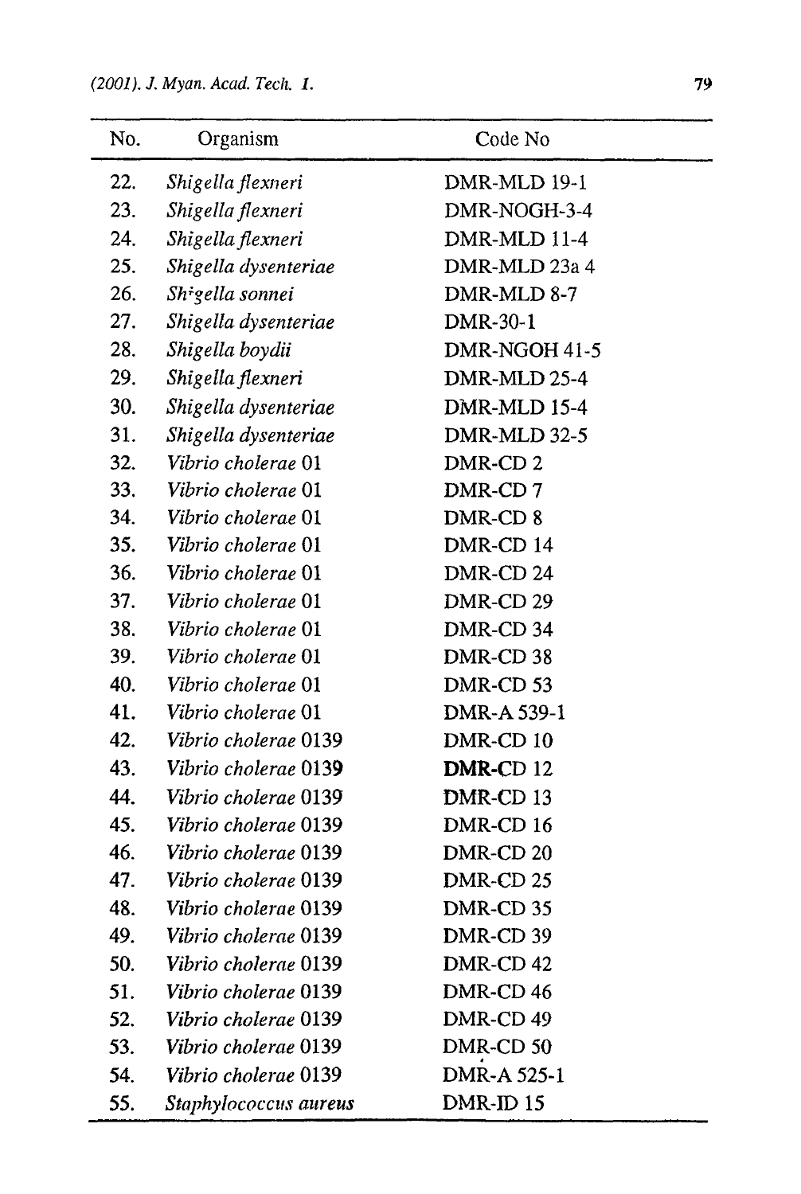| No. | Organism | Code No |
|---|---|---|
| 22. | *Shigella flexneri* | DMR-MLD 19-1 |
| 23. | *Shigella flexneri* | DMR-NOGH-3-4 |
| 24. | *Shigella flexneri* | DMR-MLD 11-4 |
| 25. | *Shigella dysenteriae* | DMR-MLD 23a 4 |
| 26. | *Shigella sonnei* | DMR-MLD 8-7 |
| 27. | *Shigella dysenteriae* | DMR-30-1 |
| 28. | *Shigella boydii* | DMR-NGOH 41-5 |
| 29. | *Shigella flexneri* | DMR-MLD 25-4 |
| 30. | *Shigella dysenteriae* | DMR-MLD 15-4 |
| 31. | *Shigella dysenteriae* | DMR-MLD 32-5 |
| 32. | *Vibrio cholerae* 01 | DMR-CD 2 |
| 33. | *Vibrio cholerae* 01 | DMR-CD 7 |
| 34. | *Vibrio cholerae* 01 | DMR-CD 8 |
| 35. | *Vibrio cholerae* 01 | DMR-CD 14 |
| 36. | *Vibrio cholerae* 01 | DMR-CD 24 |
| 37. | *Vibrio cholerae* 01 | DMR-CD 29 |
| 38. | *Vibrio cholerae* 01 | DMR-CD 34 |
| 39. | *Vibrio cholerae* 01 | DMR-CD 38 |
| 40. | *Vibrio cholerae* 01 | DMR-CD 53 |
| 41. | *Vibrio cholerae* 01 | DMR-A 539-1 |
| 42. | *Vibrio cholerae* 0139 | DMR-CD 10 |
| 43. | *Vibrio cholerae* 0139 | DMR-CD 12 |
| 44. | *Vibrio cholerae* 0139 | DMR-CD 13 |
| 45. | *Vibrio cholerae* 0139 | DMR-CD 16 |
| 46. | *Vibrio cholerae* 0139 | DMR-CD 20 |
| 47. | *Vibrio cholerae* 0139 | DMR-CD 25 |
| 48. | *Vibrio cholerae* 0139 | DMR-CD 35 |
| 49. | *Vibrio cholerae* 0139 | DMR-CD 39 |
| 50. | *Vibrio cholerae* 0139 | DMR-CD 42 |
| 51. | *Vibrio cholerae* 0139 | DMR-CD 46 |
| 52. | *Vibrio cholerae* 0139 | DMR-CD 49 |
| 53. | *Vibrio cholerae* 0139 | DMR-CD 50 |
| 54. | *Vibrio cholerae* 0139 | DMR-A 525-1 |
| 55. | *Staphylococcus aureus* | DMR-ID 15 |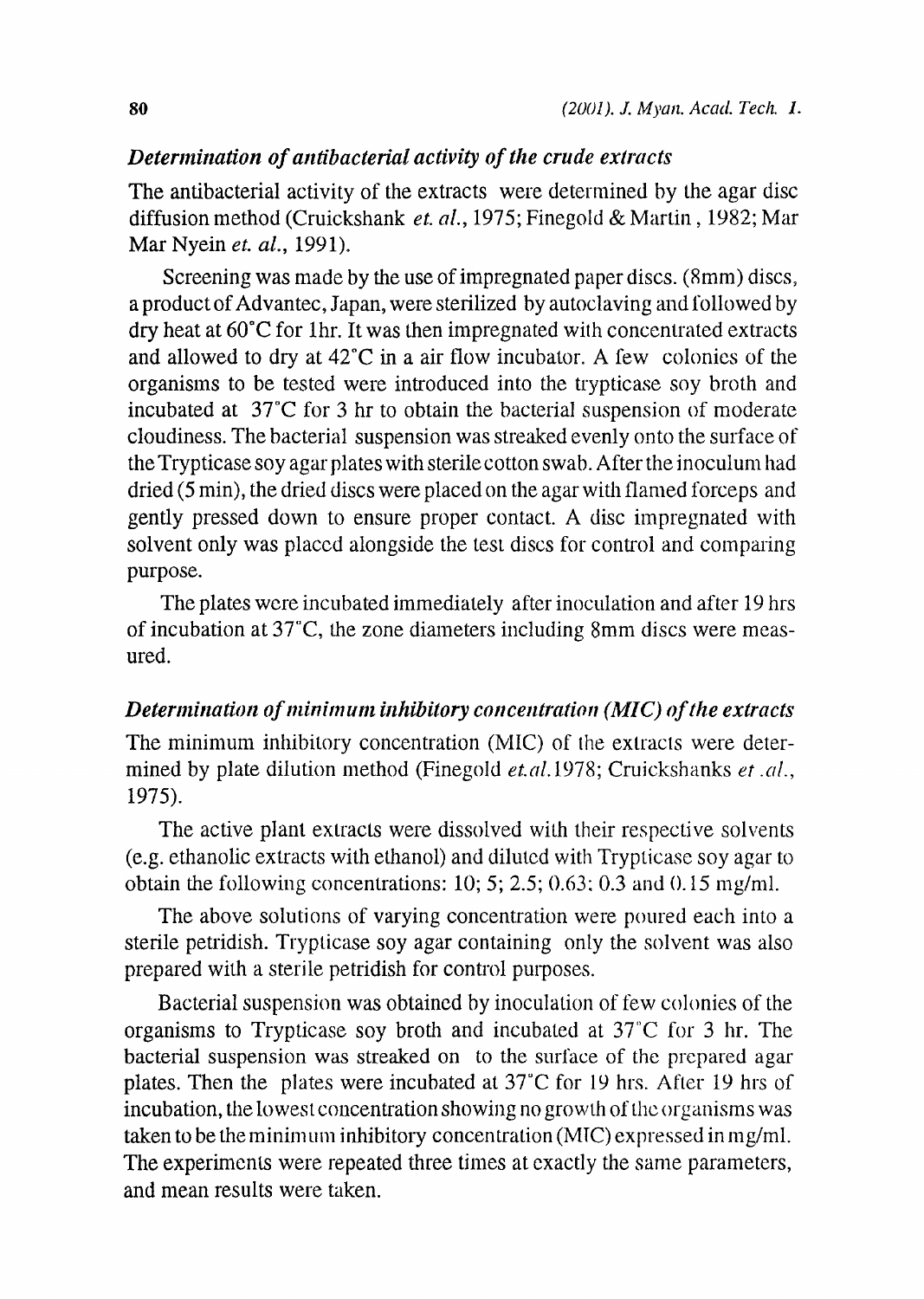### *Determination of antibacterial activity of the crude extracts*

The antibacterial activity of the extracts were determined by the agar disc diffusion method (Cruickshank *et. al.*, 1975; Finegold & Martin , 1982; Mar Mar Nyein *et. al.*, 1991).

Screening was made by the use of impregnated paper discs. (8mm) discs, a product of Advantec, Japan, were sterilized by autoclaving and followed by dry heat at 60°C for 1hr. It was then impregnated with concentrated extracts and allowed to dry at 42°C in a air flow incubator. A few colonies of the organisms to be tested were introduced into the trypticase soy broth and incubated at 37°C for 3 hr to obtain the bacterial suspension of moderate cloudiness. The bacterial suspension was streaked evenly onto the surface of the Trypticase soy agar plates with sterile cotton swab. After the inoculum had dried (5 min), the dried discs were placed on the agar with flamed forceps and gently pressed down to ensure proper contact. A disc impregnated with solvent only was placed alongside the test discs for control and comparing purpose.

The plates were incubated immediately after inoculation and after 19 hrs of incubation at 37°C, the zone diameters including 8mm discs were measured.

### *Determination of minimum inhibitory concentration (MIC) of the extracts*

The minimum inhibitory concentration (MIC) of the extracts were determined by plate dilution method (Finegold *et.al.*1978; Cruickshanks *et .al.*, 1975).

The active plant extracts were dissolved with their respective solvents (e.g. ethanolic extracts with ethanol) and diluted with Trypticase soy agar to obtain the following concentrations: 10; 5; 2.5; 0.63; 0.3 and 0.15 mg/ml.

The above solutions of varying concentration were poured each into a sterile petridish. Trypticase soy agar containing only the solvent was also prepared with a sterile petridish for control purposes.

Bacterial suspension was obtained by inoculation of few colonies of the organisms to Trypticase soy broth and incubated at 37°C for 3 hr. The bacterial suspension was streaked on to the surface of the prepared agar plates. Then the plates were incubated at 37°C for 19 hrs. After 19 hrs of incubation, the lowest concentration showing no growth of the organisms was taken to be the minimum inhibitory concentration (MIC) expressed in mg/ml. The experiments were repeated three times at exactly the same parameters, and mean results were taken.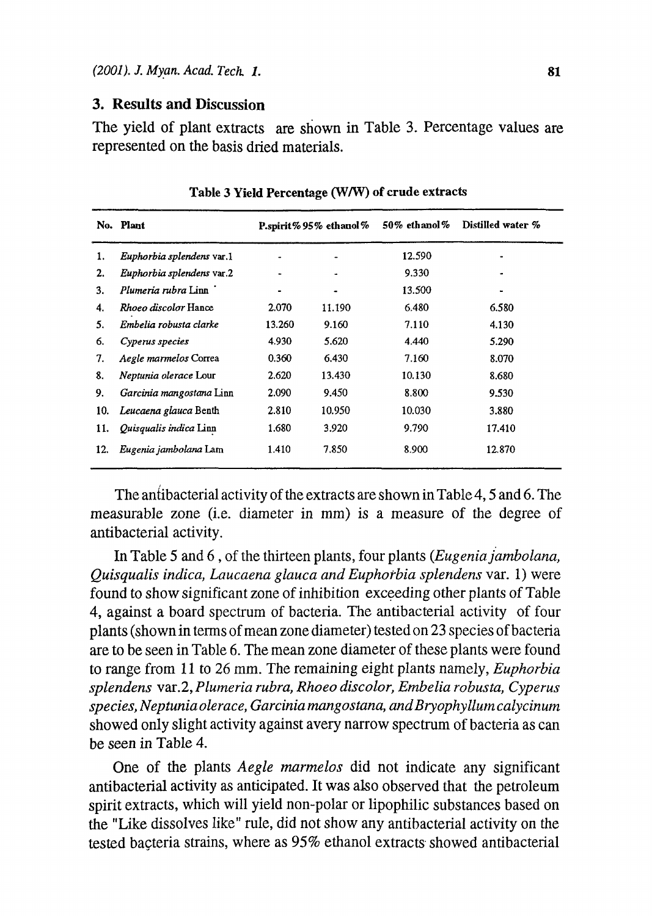## 3. Results and Discussion

The yield of plant extracts are shown in Table 3. Percentage values are represented on the basis dried materials.

**Table 3 Yield Percentage (W/W) of crude extracts**

| No. | Plant | P.spirit% | 95% ethanol% | 50% ethanol% | Distilled water % |
|---|---|---|---|---|---|
| 1. | *Euphorbia splendens* var.1 | - | - | 12.590 | - |
| 2. | *Euphorbia splendens* var.2 | - | - | 9.330 | - |
| 3. | *Plumeria rubra* Linn | - | - | 13.500 | - |
| 4. | *Rhoeo discolor* Hance | 2.070 | 11.190 | 6.480 | 6.580 |
| 5. | *Embelia robusta clarke* | 13.260 | 9.160 | 7.110 | 4.130 |
| 6. | *Cyperus species* | 4.930 | 5.620 | 4.440 | 5.290 |
| 7. | *Aegle marmelos* Correa | 0.360 | 6.430 | 7.160 | 8.070 |
| 8. | *Neptunia olerace* Lour | 2.620 | 13.430 | 10.130 | 8.680 |
| 9. | *Garcinia mangostana* Linn | 2.090 | 9.450 | 8.800 | 9.530 |
| 10. | *Leucaena glauca* Benth | 2.810 | 10.950 | 10.030 | 3.880 |
| 11. | *Quisqualis indica* Linn | 1.680 | 3.920 | 9.790 | 17.410 |
| 12. | *Eugenia jambolana* Lam | 1.410 | 7.850 | 8.900 | 12.870 |

The antibacterial activity of the extracts are shown in Table 4, 5 and 6. The measurable zone (i.e. diameter in mm) is a measure of the degree of antibacterial activity.

In Table 5 and 6 , of the thirteen plants, four plants (*Eugenia jambolana, Quisqualis indica, Laucaena glauca and Euphorbia splendens* var. 1) were found to show significant zone of inhibition exceeding other plants of Table 4, against a board spectrum of bacteria. The antibacterial activity of four plants (shown in terms of mean zone diameter) tested on 23 species of bacteria are to be seen in Table 6. The mean zone diameter of these plants were found to range from 11 to 26 mm. The remaining eight plants namely, *Euphorbia splendens* var.2, *Plumeria rubra, Rhoeo discolor, Embelia robusta, Cyperus species, Neptunia olerace, Garcinia mangostana, and Bryophyllum calycinum* showed only slight activity against avery narrow spectrum of bacteria as can be seen in Table 4.

One of the plants *Aegle marmelos* did not indicate any significant antibacterial activity as anticipated. It was also observed that the petroleum spirit extracts, which will yield non-polar or lipophilic substances based on the "Like dissolves like" rule, did not show any antibacterial activity on the tested bacteria strains, where as 95% ethanol extracts showed antibacterial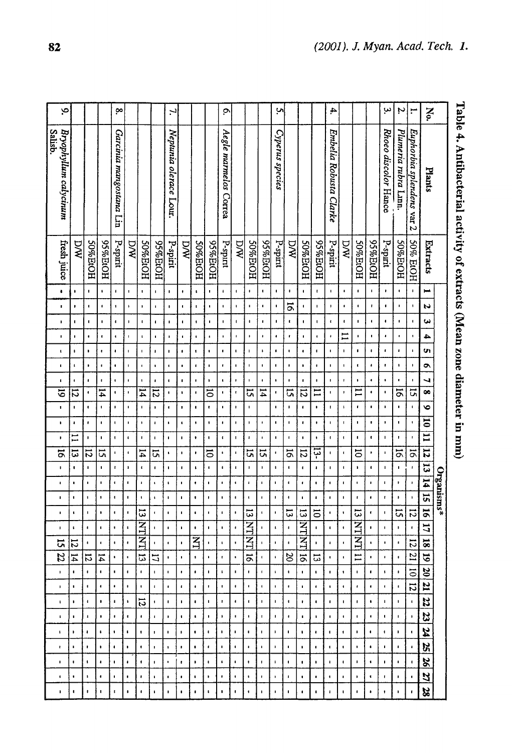Table 4. Antibacterial activity of extracts (Mean zone diameter in mm)

| No. | Plants | Extracts | Organisms* | | | | | | | | | | | | | | | | | | | | | | | | | | | |
|---|---|---|---|---|---|---|---|---|---|---|---|---|---|---|---|---|---|---|---|---|---|---|---|---|---|---|---|---|---|---|
| | | | 1 | 2 | 3 | 4 | 5 | 6 | 7 | 8 | 9 | 10 | 11 | 12 | 13 | 14 | 15 | 16 | 17 | 18 | 19 | 20 | 21 | 22 | 23 | 24 | 25 | 26 | 27 | 28 |
| 1. | *Euphorbia splendens* var 2 | 50% EtOH | - | - | - | - | - | - | - | 15 | - | - | - | 16 | - | - | - | 12 | - | 12 | 21 | 10 | 12 | - | - | - | - | - | - | - |
| 2. | *Plumeria rubra* Linn. | 50%EtOH | - | - | - | - | - | - | - | 16 | - | - | - | 16 | - | - | - | 15 | - | - | - | - | - | - | - | - | - | - | - | - |
| 3. | *Rhoeo discolor* Hance | P-spirit | - | - | - | - | - | - | - | - | - | - | - | - | - | - | - | - | - | - | - | - | - | - | - | - | - | - | - | - |
| | | 95%EtOH | - | - | - | - | - | - | - | - | - | - | - | - | - | - | - | - | - | - | - | - | - | - | - | - | - | - | - | - |
| | | 50%EtOH | - | - | - | - | - | - | - | 11 | - | - | - | 10 | - | - | - | 13 | NT | NT | 11 | - | - | - | - | - | - | - | - | - |
| | | D/W | - | - | - | 11 | - | - | - | - | - | - | - | - | - | - | - | - | - | - | - | - | - | - | - | - | - | - | - | - |
| 4. | *Embelia Robusta* Clarke | P-spirit | - | - | - | - | - | - | - | - | - | - | - | - | - | - | - | - | - | - | - | - | - | - | - | - | - | - | - | - |
| | | 95%EtOH | - | - | - | - | - | - | - | 11 | - | - | - | 13- | - | - | - | 10 | - | - | 13 | - | - | - | - | - | - | - | - | - |
| | | 50%EtOH | - | - | - | - | - | - | - | 12 | - | - | - | 12 | - | - | - | 13 | NT | NT | 16 | - | - | - | - | - | - | - | - | - |
| | | D/W | - | 16 | - | - | - | - | - | 15 | - | - | - | 16 | - | - | - | 13 | - | - | 20 | - | - | - | - | - | - | - | - | - |
| 5. | *Cyperus species* | P-spirit | - | - | - | - | - | - | - | - | - | - | - | - | - | - | - | - | - | - | - | - | - | - | - | - | - | - | - | - |
| | | 95%EtOH | - | - | - | - | - | - | - | 14 | - | - | - | 15 | - | - | - | - | - | - | - | - | - | - | - | - | - | - | - | - |
| | | 50%EtOH | - | - | - | - | - | - | - | 15 | - | - | - | 15 | - | - | - | 13 | NT | NT | 16 | - | - | - | - | - | - | - | - | - |
| | | D/W | - | - | - | - | - | - | - | - | - | - | - | - | - | - | - | - | - | - | - | - | - | - | - | - | - | - | - | - |
| 6. | *Aegle marmelos* Correa | P-spirit | - | - | - | - | - | - | - | - | - | - | - | - | - | - | - | - | - | - | - | - | - | - | - | - | - | - | - | - |
| | | 95%EtOH | - | - | - | - | - | - | - | 10 | - | - | - | 10 | - | - | - | - | - | - | - | - | - | - | - | - | - | - | - | - |
| | | 50%EtOH | - | - | - | - | - | - | - | - | - | - | - | - | - | - | - | - | - | NT | - | - | - | - | - | - | - | - | - | - |
| | | D/W | - | - | - | - | - | - | - | - | - | - | - | - | - | - | - | - | - | - | - | - | - | - | - | - | - | - | - | - |
| 7. | *Neptunia olerace* Lour. | P-spirit | - | - | - | - | - | - | - | - | - | - | - | - | - | - | - | - | - | - | - | - | - | - | - | - | - | - | - | - |
| | | 95%EtOH | - | - | - | - | - | - | - | 12 | - | - | - | 15 | - | - | - | - | - | - | 17 | - | - | - | - | - | - | - | - | - |
| | | 50%EtOH | - | - | - | - | - | - | - | 14 | - | - | - | 14 | - | - | - | 13 | NT | NT | 13 | - | - | 12 | - | - | - | - | - | - |
| | | D/W | - | - | - | - | - | - | - | - | - | - | - | - | - | - | - | - | - | - | - | - | - | - | - | - | - | - | - | - |
| 8. | *Garcinia mangostana* Lin | P-spirit | - | - | - | - | - | - | - | - | - | - | - | - | - | - | - | - | - | - | - | - | - | - | - | - | - | - | - | - |
| | | 95%EtOH | - | - | - | - | - | - | - | 14 | - | - | - | 15 | - | - | - | - | - | - | 14 | - | - | - | - | - | - | - | - | - |
| | | 50%EtOH | - | - | - | - | - | - | - | - | - | - | - | 12 | - | - | - | - | - | - | 12 | - | - | - | - | - | - | - | - | - |
| | | D/W | - | - | - | - | - | - | - | 12 | - | - | 11 | 13 | - | - | - | - | - | 12 | 14 | - | - | - | - | - | - | - | - | - |
| 9. | *Bryophyllum calycinum* Salisb. | fresh juice | - | - | - | - | - | - | - | 19 | - | - | - | 16 | - | - | - | - | - | 15 | 22 | - | - | - | - | - | - | - | - | - |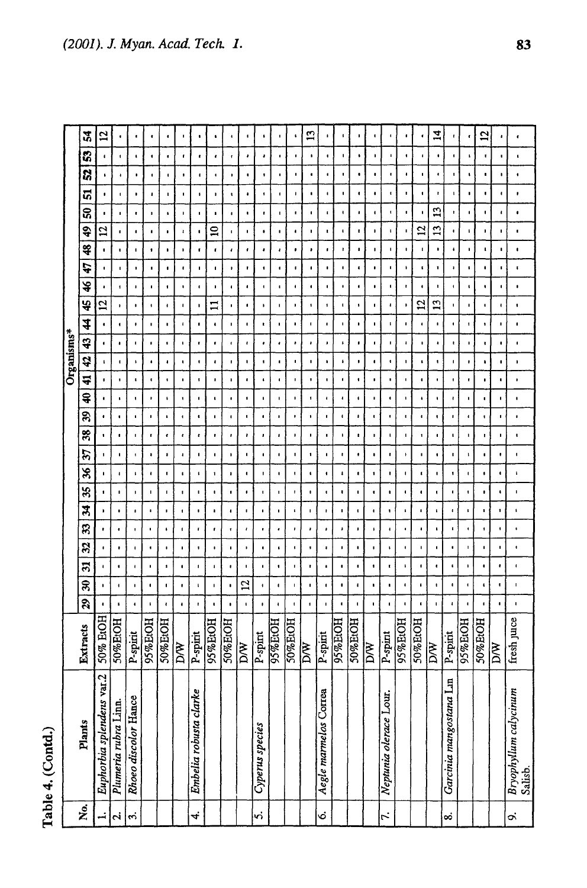Table 4. (Contd.)

| No. | Plants | Extracts | Organisms* | | | | | | | | | | | | | | | | | | | | | | | | | |
|---|---|---|---|---|---|---|---|---|---|---|---|---|---|---|---|---|---|---|---|---|---|---|---|---|---|---|---|---|
| | | | 29 | 30 | 31 | 32 | 33 | 34 | 35 | 36 | 37 | 38 | 39 | 40 | 41 | 42 | 43 | 44 | 45 | 46 | 47 | 48 | 49 | 50 | 51 | 52 | 53 | 54 |
| 1. | *Euphorbia splendens* var.2 | 50% EtOH | - | - | - | - | - | - | - | - | - | - | - | - | - | - | - | - | 12 | - | - | - | 12 | - | - | - | - | 12 |
| 2. | *Plumeria rubra* Linn. | 50%EtOH | - | - | - | - | - | - | - | - | - | - | - | - | - | - | - | - | - | - | - | - | - | - | - | - | - | - |
| 3. | *Rhoeo discolor* Hance | P-spirit | - | - | - | - | - | - | - | - | - | - | - | - | - | - | - | - | - | - | - | - | - | - | - | - | - | - |
| | | 95%EtOH | - | - | - | - | - | - | - | - | - | - | - | - | - | - | - | - | - | - | - | - | - | - | - | - | - | - |
| | | 50%EtOH | - | - | - | - | - | - | - | - | - | - | - | - | - | - | - | - | - | - | - | - | - | - | - | - | - | - |
| | | D/W | - | - | - | - | - | - | - | - | - | - | - | - | - | - | - | - | - | - | - | - | - | - | - | - | - | - |
| 4. | *Embelia robusta clarke* | P-spirit | - | - | - | - | - | - | - | - | - | - | - | - | - | - | - | - | - | - | - | - | - | - | - | - | - | - |
| | | 95%EtOH | - | - | - | - | - | - | - | - | - | - | - | - | - | - | - | - | 11 | - | - | - | 10 | - | - | - | - | - |
| | | 50%EtOH | - | - | - | - | - | - | - | - | - | - | - | - | - | - | - | - | - | - | - | - | - | - | - | - | - | - |
| | | D/W | - | 12 | - | - | - | - | - | - | - | - | - | - | - | - | - | - | - | - | - | - | - | - | - | - | - | - |
| 5. | *Cyperus species* | P-spirit | - | - | - | - | - | - | - | - | - | - | - | - | - | - | - | - | - | - | - | - | - | - | - | - | - | - |
| | | 95%EtOH | - | - | - | - | - | - | - | - | - | - | - | - | - | - | - | - | - | - | - | - | - | - | - | - | - | - |
| | | 50%EtOH | - | - | - | - | - | - | - | - | - | - | - | - | - | - | - | - | - | - | - | - | - | - | - | - | - | - |
| | | D/W | - | - | - | - | - | - | - | - | - | - | - | - | - | - | - | - | - | - | - | - | - | - | - | - | - | 13 |
| 6. | *Aegle marmelos* Correa | P-spirit | - | - | - | - | - | - | - | - | - | - | - | - | - | - | - | - | - | - | - | - | - | - | - | - | - | - |
| | | 95%EtOH | - | - | - | - | - | - | - | - | - | - | - | - | - | - | - | - | - | - | - | - | - | - | - | - | - | - |
| | | 50%EtOH | - | - | - | - | - | - | - | - | - | - | - | - | - | - | - | - | - | - | - | - | - | - | - | - | - | - |
| | | D/W | - | - | - | - | - | - | - | - | - | - | - | - | - | - | - | - | - | - | - | - | - | - | - | - | - | - |
| 7. | *Neptunia olerace* Lour. | P-spirit | - | - | - | - | - | - | - | - | - | - | - | - | - | - | - | - | - | - | - | - | - | - | - | - | - | - |
| | | 95%EtOH | - | - | - | - | - | - | - | - | - | - | - | - | - | - | - | - | - | - | - | - | - | - | - | - | - | - |
| | | 50%EtOH | - | - | - | - | - | - | - | - | - | - | - | - | - | - | - | - | 12 | - | - | - | 12 | - | - | - | - | - |
| | | D/W | - | - | - | - | - | - | - | - | - | - | - | - | - | - | - | - | 13 | - | - | - | 13 | 13 | - | - | - | 14 |
| 8. | *Garcinia mangostana* Lin | P-spirit | - | - | - | - | - | - | - | - | - | - | - | - | - | - | - | - | - | - | - | - | - | - | - | - | - | - |
| | | 95%EtOH | - | - | - | - | - | - | - | - | - | - | - | - | - | - | - | - | - | - | - | - | - | - | - | - | - | - |
| | | 50%EtOH | - | - | - | - | - | - | - | - | - | - | - | - | - | - | - | - | - | - | - | - | - | - | - | - | - | 12 |
| | | D/W | - | - | - | - | - | - | - | - | - | - | - | - | - | - | - | - | - | - | - | - | - | - | - | - | - | - |
| 9. | *Bryophyllum calycinum* Salisb. | fresh juice | - | - | - | - | - | - | - | - | - | - | - | - | - | - | - | - | - | - | - | - | - | - | - | - | - | - |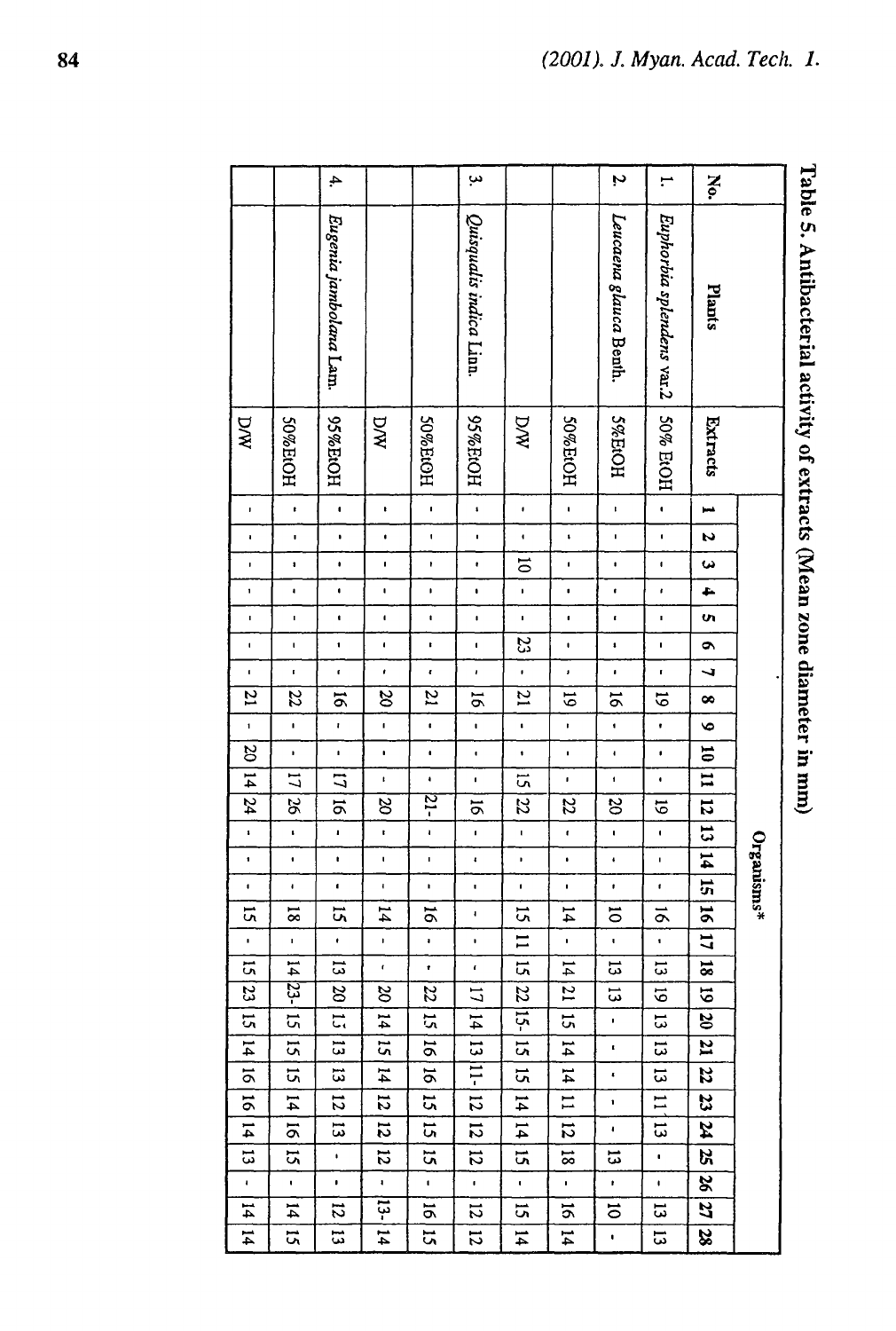Table 5. Antibacterial activity of extracts (Mean zone diameter in mm)

| No. | Plants | Extracts | Organisms* | | | | | | | | | | | | | | | | | | | | | | | | | | | |
|---|---|---|---|---|---|---|---|---|---|---|---|---|---|---|---|---|---|---|---|---|---|---|---|---|---|---|---|---|---|---|
| | | | 1 | 2 | 3 | 4 | 5 | 6 | 7 | 8 | 9 | 10 | 11 | 12 | 13 | 14 | 15 | 16 | 17 | 18 | 19 | 20 | 21 | 22 | 23 | 24 | 25 | 26 | 27 | 28 |
| 1. | *Euphorbia splendens* var.2 | 50% EtOH | - | - | - | - | - | - | - | 19 | - | - | - | 19 | - | - | - | 16 | - | 13 | 19 | 13 | 13 | 13 | 11 | 13 | - | - | 13 | 13 |
| 2. | *Leucaena glauca* Benth. | 5%EtOH | - | - | - | - | - | - | - | 16 | - | - | - | 20 | - | - | - | 10 | - | 13 | 13 | - | - | - | - | - | 13 | - | 10 | - |
| | | 50%EtOH | - | - | - | - | - | - | - | 19 | - | - | - | 22 | - | - | - | 14 | - | 14 | 21 | 15 | 14 | 14 | 11 | 12 | 18 | - | 16 | 14 |
| | | D/W | - | - | 10 | - | - | 23 | - | 21 | - | - | 15 | 22 | - | - | - | 15 | 11 | 15 | 22 | 15- | 15 | 15 | 14 | 14 | 15 | - | 15 | 14 |
| 3. | *Quisqualis indica* Linn. | 95%EtOH | - | - | - | - | - | - | - | 16 | - | - | - | 16 | - | - | - | - | - | - | 17 | 14 | 13 | 11- | 12 | 12 | 12 | - | 12 | 12 |
| | | 50%EtOH | - | - | - | - | - | - | - | 21 | - | - | - | 21- | - | - | - | 16 | - | - | 22 | 15 | 16 | 16 | 15 | 15 | 15 | - | 16 | 15 |
| | | D/W | - | - | - | - | - | - | - | 20 | - | - | - | 20 | - | - | - | 14 | - | - | 20 | 14 | 15 | 14 | 12 | 12 | 12 | - | 13- | 14 |
| 4. | *Eugenia jambolana* Lam. | 95%EtOH | - | - | - | - | - | - | - | 16 | - | - | 17 | 16 | - | - | - | 15 | - | 13 | 20 | 15 | 13 | 13 | 12 | 13 | - | - | 12 | 13 |
| | | 50%EtOH | - | - | - | - | - | - | - | 22 | - | - | 17 | 26 | - | - | - | 18 | - | 14 | 23- | 15 | 15 | 15 | 14 | 16 | 15 | - | 14 | 15 |
| | | D/W | - | - | - | - | - | - | - | 21 | - | 20 | 14 | 24 | - | - | - | 15 | - | 15 | 23 | 15 | 14 | 16 | 16 | 14 | 13 | - | 14 | 14 |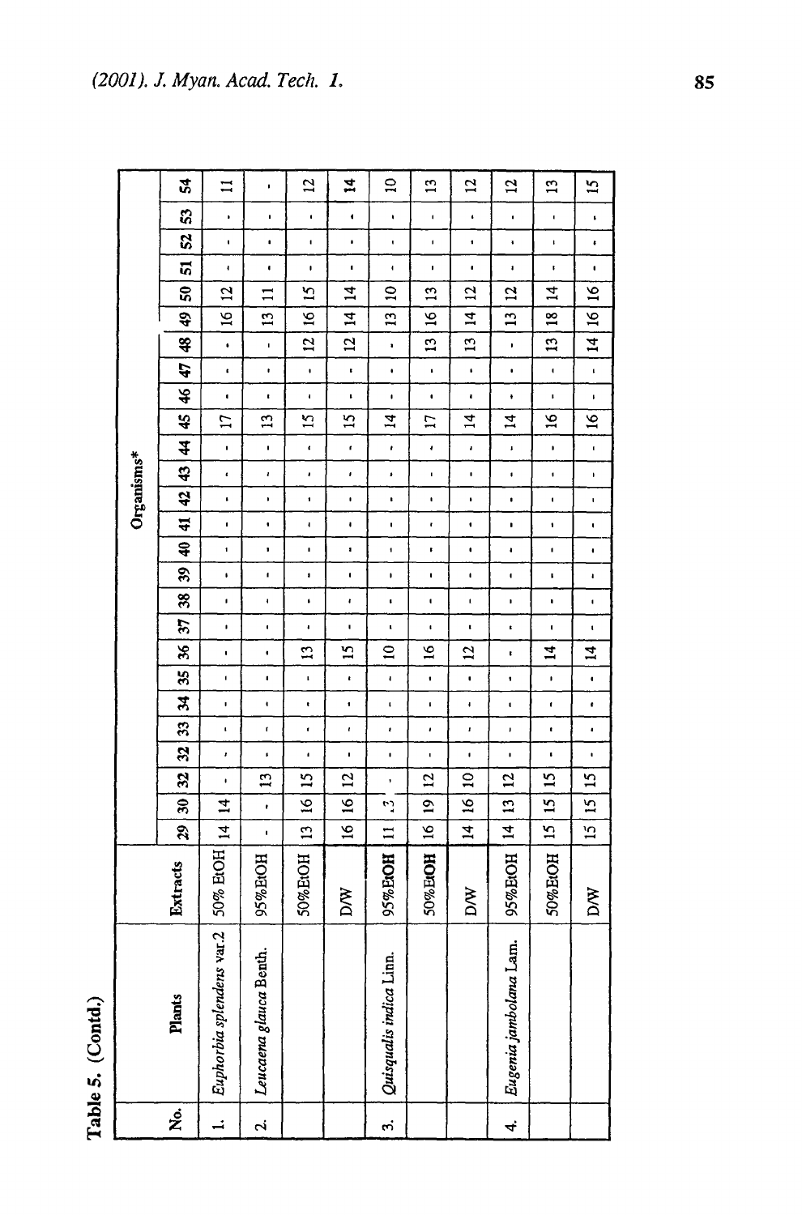**Table 5. (Contd.)**

| No. | Plants | Extracts | Organisms* | | | | | | | | | | | | | | | | | | | | | | | | | |
|---|---|---|---|---|---|---|---|---|---|---|---|---|---|---|---|---|---|---|---|---|---|---|---|---|---|---|---|---|
| | | | 29 | 30 | 32 | 32 | 33 | 34 | 35 | 36 | 37 | 38 | 39 | 40 | 41 | 42 | 43 | 44 | 45 | 46 | 47 | 48 | 49 | 50 | 51 | 52 | 53 | 54 |
| 1. | *Euphorbia splendens* var.2 | 50% EtOH | 14 | 14 | - | - | - | - | - | - | - | - | - | - | - | - | - | - | 17 | - | - | - | 16 | 12 | - | - | - | 11 |
| 2. | *Leucaena glauca* Benth. | 95%EtOH | - | - | 13 | - | - | - | - | - | - | - | - | - | - | - | - | - | 13 | - | - | - | 13 | 11 | - | - | - | - |
| | | 50%EtOH | 13 | 16 | 15 | - | - | - | - | 13 | - | - | - | - | - | - | - | - | 15 | - | - | 12 | 16 | 15 | - | - | - | 12 |
| | | D/W | 16 | 16 | 12 | - | - | - | - | 15 | - | - | - | - | - | - | - | - | 15 | - | - | 12 | 14 | 14 | - | - | - | 14 |
| 3. | *Quisqualis indica* Linn. | 95%EtOH | 11 | 13 | - | - | - | - | - | 10 | - | - | - | - | - | - | - | - | 14 | - | - | - | 13 | 10 | - | - | - | 10 |
| | | 50%EtOH | 16 | 19 | 12 | - | - | - | - | 16 | - | - | - | - | - | - | - | - | 17 | - | - | 13 | 16 | 13 | - | - | - | 13 |
| | | D/W | 14 | 16 | 10 | - | - | - | - | 12 | - | - | - | - | - | - | - | - | 14 | - | - | 13 | 14 | 12 | - | - | - | 12 |
| 4. | *Eugenia jambolana* Lam. | 95%EtOH | 14 | 13 | 12 | - | - | - | - | - | - | - | - | - | - | - | - | - | 14 | - | - | - | 13 | 12 | - | - | - | 12 |
| | | 50%EtOH | 15 | 15 | 15 | - | - | - | - | 14 | - | - | - | - | - | - | - | - | 16 | - | - | 13 | 18 | 14 | - | - | - | 13 |
| | | D/W | 15 | 15 | 15 | - | - | - | - | 14 | - | - | - | - | - | - | - | - | 16 | - | - | 14 | 16 | 16 | - | - | - | 15 |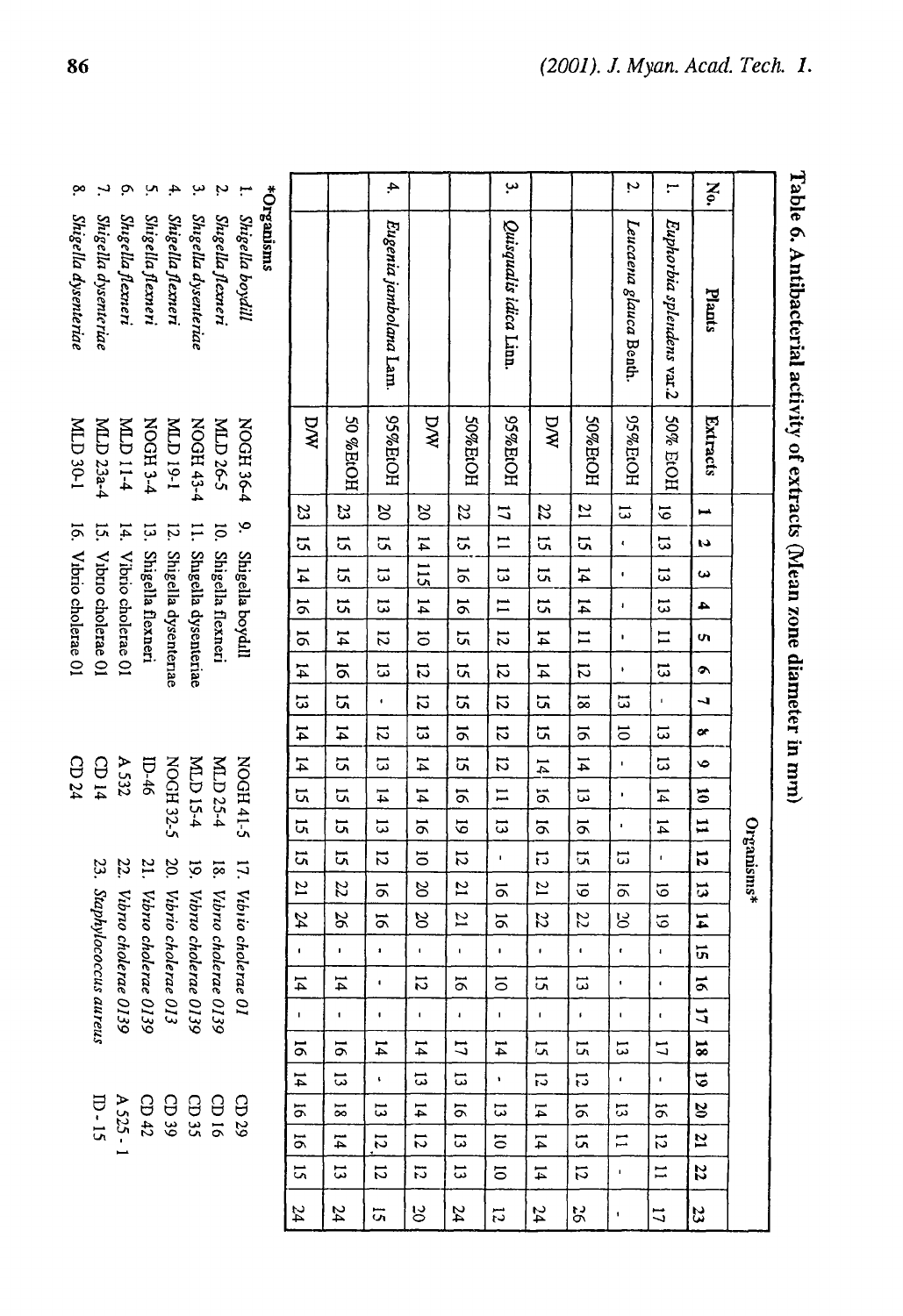Table 6. Antibacterial activity of extracts (Mean zone diameter in mm)

| No. | Plants | Extracts | Organisms* | | | | | | | | | | | | | | | | | | | | | | |
|---|---|---|---|---|---|---|---|---|---|---|---|---|---|---|---|---|---|---|---|---|---|---|---|---|---|
| | | | 1 | 2 | 3 | 4 | 5 | 6 | 7 | 8 | 9 | 10 | 11 | 12 | 13 | 14 | 15 | 16 | 17 | 18 | 19 | 20 | 21 | 22 | 23 |
| 1. | *Euphorbia splendens* var.2 | 50% EtOH | 19 | 13 | 13 | 13 | 11 | 13 | - | 13 | 13 | 14 | 14 | - | 19 | 19 | - | - | - | 17 | - | 16 | 12 | 11 | 17 |
| 2. | *Leucaena glauca* Benth. | 95%EtOH | 13 | - | - | - | - | - | 13 | 10 | - | - | - | 13 | 16 | 20 | - | - | - | 13 | - | 13 | 11 | - | - |
| | | 50%EtOH | 21 | 15 | 14 | 14 | 11 | 12 | 18 | 16 | 14 | 13 | 16 | 15 | 19 | 22 | - | 13 | - | 15 | 12 | 16 | 15 | 12 | 26 |
| | | D/W | 22 | 15 | 15 | 15 | 14 | 14 | 15 | 15 | 14 | 16 | 16 | 12 | 21 | 22 | - | 15 | - | 15 | 12 | 14 | 14 | 14 | 24 |
| 3. | *Quisqualis idica* Linn. | 95%EtOH | 17 | 11 | 13 | 11 | 12 | 12 | 12 | 12 | 12 | 11 | 13 | - | 16 | 16 | - | 10 | - | 14 | - | 13 | 10 | 10 | 12 |
| | | 50%EtOH | 22 | 15 | 16 | 16 | 15 | 15 | 15 | 16 | 15 | 16 | 19 | 12 | 21 | 21 | - | 16 | - | 17 | 13 | 16 | 13 | 13 | 24 |
| | | D/W | 20 | 14 | 115 | 14 | 10 | 12 | 12 | 13 | 14 | 14 | 16 | 10 | 20 | 20 | - | 12 | - | 14 | 13 | 14 | 12 | 12 | 20 |
| 4. | *Eugenia jambolana* Lam. | 95%EtOH | 20 | 15 | 13 | 13 | 12 | 13 | - | 12 | 13 | 14 | 13 | 12 | 16 | 16 | - | - | - | 14 | - | 13 | 12 | 12 | 15 |
| | | 50 %EtOH | 23 | 15 | 15 | 15 | 14 | 16 | 15 | 14 | 15 | 15 | 15 | 15 | 22 | 26 | - | 14 | - | 16 | 13 | 18 | 14 | 13 | 24 |
| | | D/W | 23 | 15 | 14 | 16 | 16 | 14 | 13 | 14 | 14 | 15 | 15 | 15 | 21 | 24 | - | 14 | - | 16 | 14 | 16 | 16 | 15 | 24 |

*Organisms

| | | | | | | | |
|---|---|---|---|---|---|---|---|
| 1. | *Shigella boydill* | NOGH 36-4 | 9. Shigella boydill | NOGH 41-5 | 17. | *Vibrio cholerae 01* | CD 29 |
| 2. | *Shigella flexneri* | MLD 26-5 | 10. Shigella flexneri | MLD 25-4 | 18. | *Vibrio cholerae 0139* | CD 16 |
| 3. | *Shigella dysenteriae* | NOGH 43-4 | 11. Shigella dysenteriae | MLD 15-4 | 19. | *Vibrio cholerae 0139* | CD 35 |
| 4. | *Shigella flexneri* | MLD 19-1 | 12. Shigella dysenteriae | NOGH 32-5 | 20. | *Vibrio cholerae 013* | CD 39 |
| 5. | *Shigella flexneri* | NOGH 3-4 | 13. Shigella flexneri | ID-46 | 21. | *Vibrio cholerae 0139* | CD 42 |
| 6. | *Shigella flexneri* | MLD 11-4 | 14. Vibrio cholerae 01 | A 532 | 22. | *Vibrio cholerae 0139* | A 525 - 1 |
| 7. | *Shigella dysenteriae* | MLD 23a-4 | 15. Vibrio cholerae 01 | CD 14 | 23. | *Staphylococcus aureus* | ID - 15 |
| 8. | *Shigella dysenteriae* | MLD 30-1 | 16. Vibrio cholerae 01 | CD 24 | | | |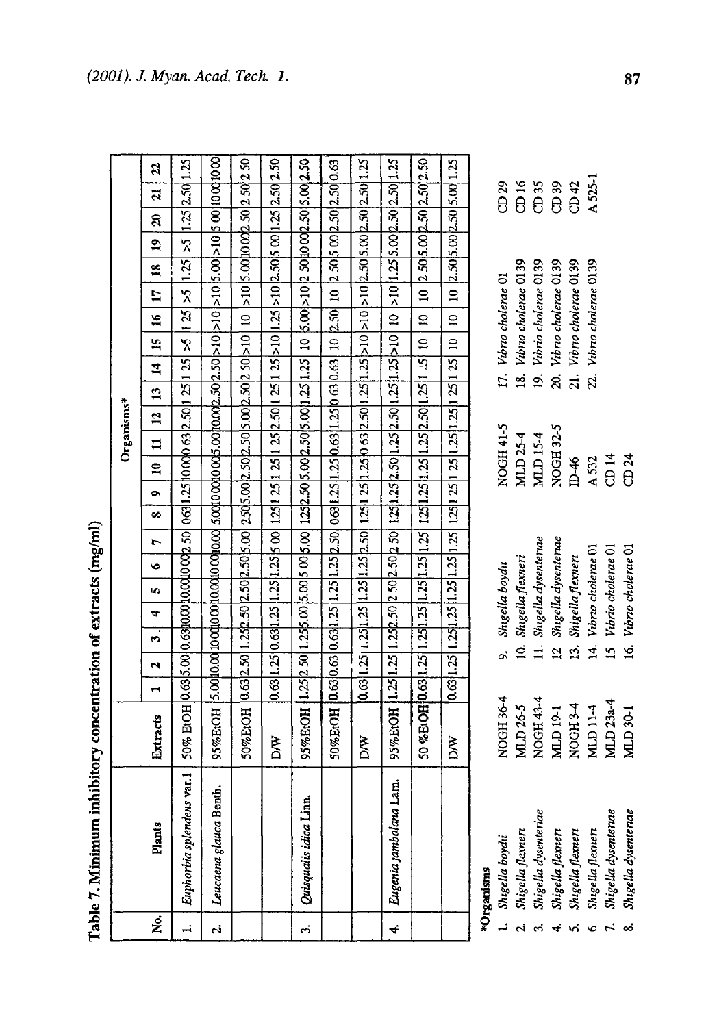**Table 7. Minimum inhibitory concentration of extracts (mg/ml)**

| No. | Plants | Extracts | Organisms* | | | | | | | | | | | | | | | | | | | | | |
|---|---|---|---|---|---|---|---|---|---|---|---|---|---|---|---|---|---|---|---|---|---|---|---|---|
| | | | 1 | 2 | 3 | 4 | 5 | 6 | 7 | 8 | 9 | 10 | 11 | 12 | 13 | 14 | 15 | 16 | 17 | 18 | 19 | 20 | 21 | 22 |
| 1. | *Euphorbia splendens* var.1 | 50% EtOH | 0.63 | 5.00 | 0.63 | 10.00 | 10.00 | 10.00 | 2.50 | 0.63 | 1.25 | 10.00 | 0.63 | 2.50 | 1.25 | 1.25 | >5 | 1.25 | >5 | 1.25 | >5 | 1.25 | 2.50 | 1.25 |
| 2. | *Leucaena glauca* Benth. | 95%EtOH | 5.00 | 10.00 | 10.00 | 10.00 | 10.00 | 10.00 | 10.00 | 5.00 | 10.00 | 10.00 | 5.00 | 10.00 | 2.50 | 2.50 | >10 | >10 | >10 | 5.00 | >10 | 5.00 | 10.00 | 10.00 |
| | | 50%EtOH | 0.63 | 2.50 | 1.25 | 2.50 | 2.50 | 2.50 | 5.00 | 2.50 | 5.00 | 2.50 | 2.50 | 5.00 | 2.50 | 2.50 | >10 | 10 | >10 | 5.00 | 10.00 | 2.50 | 2.50 | 2.50 |
| | | D/W | 0.63 | 1.25 | 0.63 | 1.25 | 1.25 | 1.25 | 5.00 | 1.25 | 1.25 | 1.25 | 1.25 | 2.50 | 1.25 | 1.25 | >10 | 1.25 | >10 | 2.50 | 5.00 | 1.25 | 2.50 | 2.50 |
| 3. | *Quisqualis idica* Linn. | 95%EtOH | 1.25 | 2.50 | 1.25 | 5.00 | 5.00 | 5.00 | 5.00 | 1.25 | 2.50 | 5.00 | 2.50 | 5.00 | 1.25 | 1.25 | 10 | 5.00 | >10 | 2.50 | 10.00 | 2.50 | 5.00 | 2.50 |
| | | 50%EtOH | 0.63 | 0.63 | 0.63 | 1.25 | 1.25 | 1.25 | 2.50 | 0.63 | 1.25 | 1.25 | 0.63 | 1.25 | 0.63 | 0.63 | 10 | 2.50 | 10 | 2.50 | 5.00 | 2.50 | 2.50 | 0.63 |
| | | D/W | 0.63 | 1.25 | 1.25 | 1.25 | 1.25 | 1.25 | 2.50 | 1.25 | 1.25 | 1.25 | 0.63 | 2.50 | 1.25 | 1.25 | >10 | >10 | >10 | 2.50 | 5.00 | 2.50 | 2.50 | 1.25 |
| 4. | *Eugenia jambolana* Lam. | 95%EtOH | 1.25 | 1.25 | 1.25 | 2.50 | 2.50 | 2.50 | 2.50 | 1.25 | 1.25 | 2.50 | 1.25 | 2.50 | 1.25 | 1.25 | >10 | 10 | >10 | 1.25 | 5.00 | 2.50 | 2.50 | 1.25 |
| | | 50 %EtOH | 0.63 | 1.25 | 1.25 | 1.25 | 1.25 | 1.25 | 1.25 | 1.25 | 1.25 | 1.25 | 1.25 | 2.50 | 1.25 | 1.25 | 10 | 10 | 10 | 2.50 | 5.00 | 2.50 | 2.50 | 2.50 |
| | | D/W | 0.63 | 1.25 | 1.25 | 1.25 | 1.25 | 1.25 | 1.25 | 1.25 | 1.25 | 1.25 | 1.25 | 1.25 | 1.25 | 1.25 | 10 | 10 | 10 | 2.50 | 5.00 | 2.50 | 5.00 | 1.25 |

***Organisms**

1. *Shigella boydii* NOGH 36-4
2. *Shigella flexneri* MLD 26-5
3. *Shigella dysenteriae* NOGH 43-4
4. *Shigella flexneri* MLD 19-1
5. *Shigella flexneri* NOGH 3-4
6. *Shigella flexneri* MLD 11-4
7. *Shigella dysenteriae* MLD 23a-4
8. *Shigella dysenteriae* MLD 30-1
9. *Shigella boydii* NOGH 41-5
10. *Shigella flexneri* MLD 25-4
11. *Shigella dysenteriae* MLD 15-4
12. *Shigella dysenteriae* NOGH 32-5
13. *Shigella flexneri* ID-46
14. *Vibrio cholerae* 01 A 532
15. *Vibrio cholerae* 01 CD 14
16. *Vibrio cholerae* 01 CD 24
17. *Vibrio cholerae* 01 CD 29
18. *Vibrio cholerae* 0139 CD 16
19. *Vibrio cholerae* 0139 CD 35
20. *Vibrio cholerae* 0139 CD 39
21. *Vibrio cholerae* 0139 CD 42
22. *Vibrio cholerae* 0139 A 525-1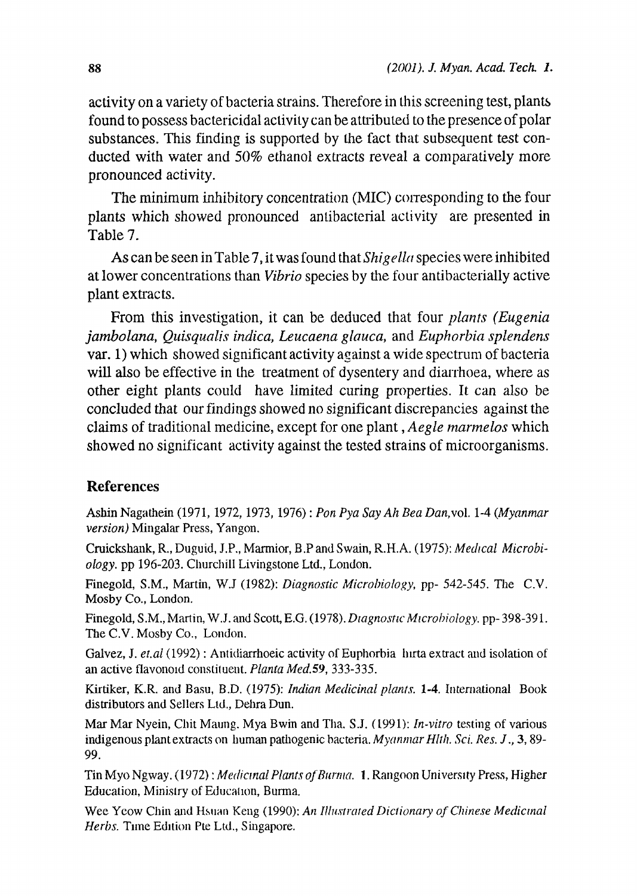activity on a variety of bacteria strains. Therefore in this screening test, plants found to possess bactericidal activity can be attributed to the presence of polar substances. This finding is supported by the fact that subsequent test conducted with water and 50% ethanol extracts reveal a comparatively more pronounced activity.

The minimum inhibitory concentration (MIC) corresponding to the four plants which showed pronounced antibacterial activity are presented in Table 7.

As can be seen in Table 7, it was found that *Shigella* species were inhibited at lower concentrations than *Vibrio* species by the four antibacterially active plant extracts.

From this investigation, it can be deduced that four *plants (Eugenia jambolana, Quisqualis indica, Leucaena glauca,* and *Euphorbia splendens* var. 1) which showed significant activity against a wide spectrum of bacteria will also be effective in the treatment of dysentery and diarrhoea, where as other eight plants could have limited curing properties. It can also be concluded that our findings showed no significant discrepancies against the claims of traditional medicine, except for one plant, *Aegle marmelos* which showed no significant activity against the tested strains of microorganisms.

## References

Ashin Nagathein (1971, 1972, 1973, 1976) : *Pon Pya Say Ah Bea Dan,*vol. 1-4 *(Myanmar version)* Mingalar Press, Yangon.

Cruickshank, R., Duguid, J.P., Marmior, B.P and Swain, R.H.A. (1975): *Medical Microbiology.* pp 196-203. Churchill Livingstone Ltd., London.

Finegold, S.M., Martin, W.J (1982): *Diagnostic Microbiology,* pp- 542-545. The C.V. Mosby Co., London.

Finegold, S.M., Martin, W.J. and Scott, E.G. (1978). *Diagnostic Microbiology.* pp-398-391. The C.V. Mosby Co., London.

Galvez, J. *et.al* (1992) : Antidiarrhoeic activity of Euphorbia hirta extract and isolation of an active flavonoid constituent. *Planta Med.***59**, 333-335.

Kirtiker, K.R. and Basu, B.D. (1975): *Indian Medicinal plants.* **1-4**. International Book distributors and Sellers Ltd., Dehra Dun.

Mar Mar Nyein, Chit Maung. Mya Bwin and Tha. S.J. (1991): *In-vitro* testing of various indigenous plant extracts on human pathogenic bacteria. *Myanmar Hlth. Sci. Res. J.*, **3**, 89-99.

Tin Myo Ngway. (1972) : *Medicinal Plants of Burma.* **1**. Rangoon University Press, Higher Education, Ministry of Education, Burma.

Wee Yeow Chin and Hsuan Keng (1990): *An Illustrated Dictionary of Chinese Medicinal Herbs.* Time Edition Pte Ltd., Singapore.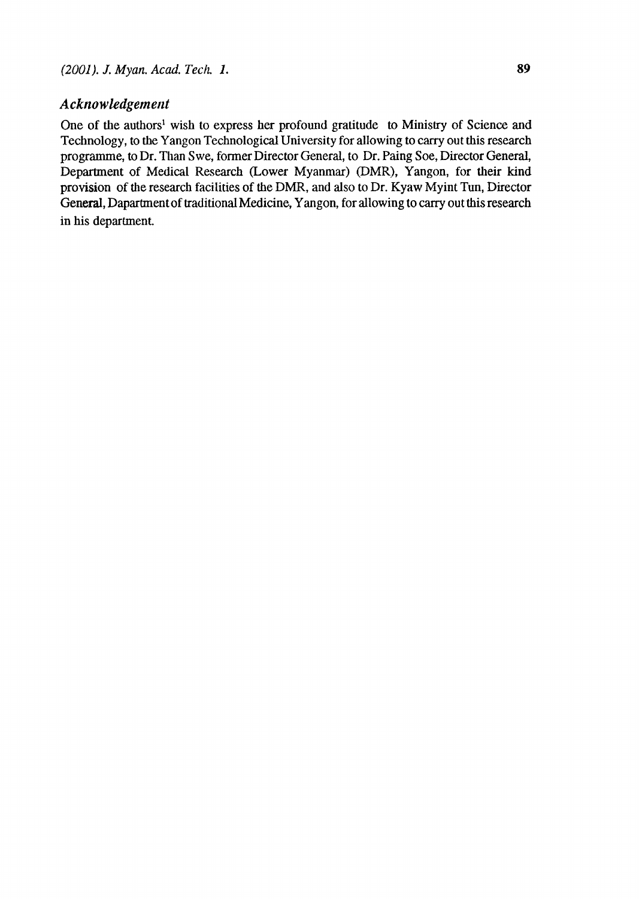### *Acknowledgement*

One of the authors[1] wish to express her profound gratitude to Ministry of Science and Technology, to the Yangon Technological University for allowing to carry out this research programme, to Dr. Than Swe, former Director General, to Dr. Paing Soe, Director General, Department of Medical Research (Lower Myanmar) (DMR), Yangon, for their kind provision of the research facilities of the DMR, and also to Dr. Kyaw Myint Tun, Director General, Dapartment of traditional Medicine, Yangon, for allowing to carry out this research in his department.